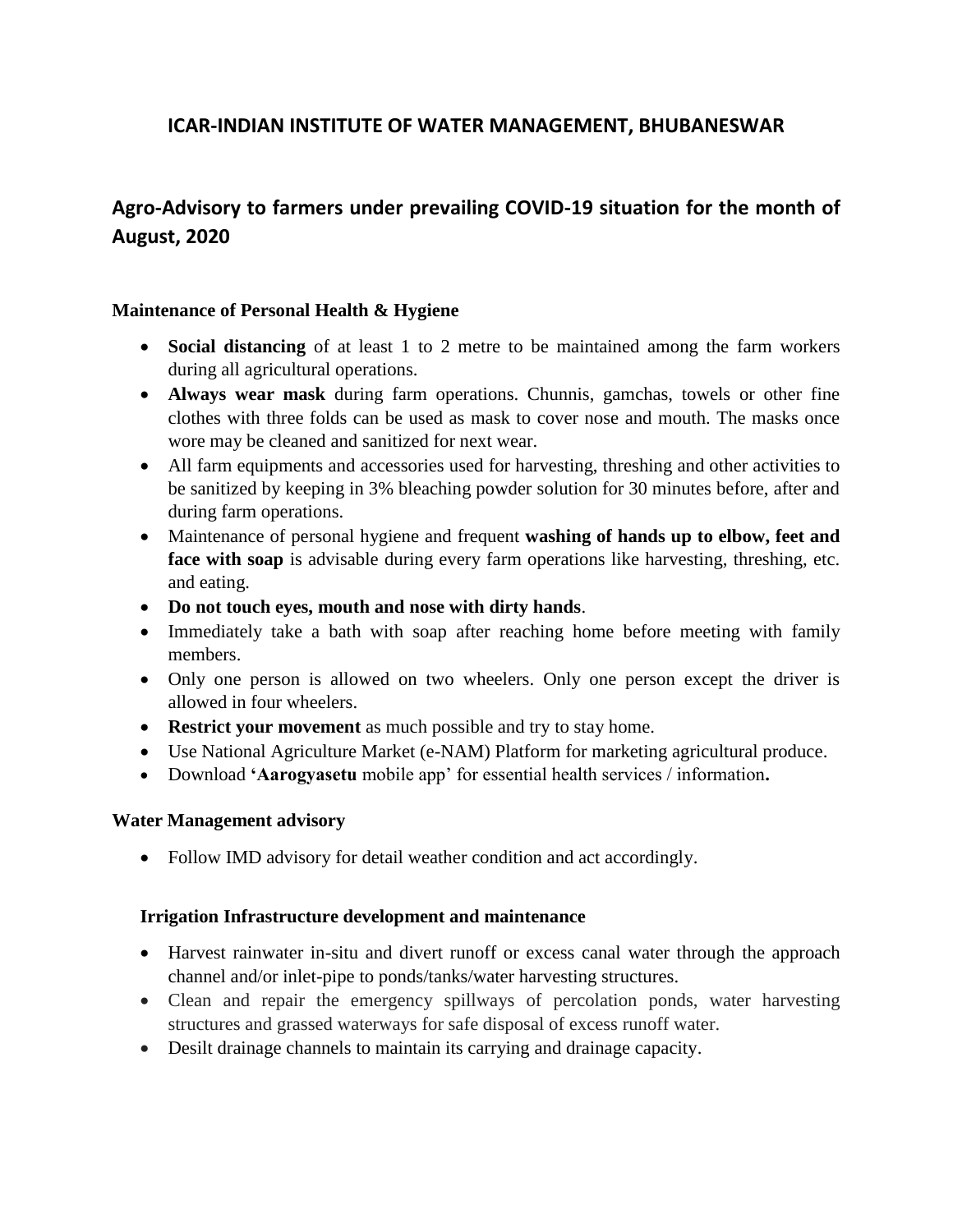# ICAR-INDIAN INSTITUTE OF WATER MANAGEMENT, BHUBANESWAR

## Agro-Advisory to farmers under prevailing COVID-19 situation for the month of August, 2020

### Maintenance of Personal Health & Hygiene

- **Social distancing** of at least 1 to 2 metre to be maintained among the farm workers during all agricultural operations.
- **Always wear mask** during farm operations. Chunnis, gamchas, towels or other fine clothes with three folds can be used as mask to cover nose and mouth. The masks once wore may be cleaned and sanitized for next wear.
- All farm equipments and accessories used for harvesting, threshing and other activities to be sanitized by keeping in 3% bleaching powder solution for 30 minutes before, after and during farm operations.
- Maintenance of personal hygiene and frequent **washing of hands up to elbow, feet and face with soap** is advisable during every farm operations like harvesting, threshing, etc. and eating.
- **Do not touch eyes, mouth and nose with dirty hands**.
- Immediately take a bath with soap after reaching home before meeting with family members.
- Only one person is allowed on two wheelers. Only one person except the driver is allowed in four wheelers.
- **Restrict your movement** as much possible and try to stay home.
- Use National Agriculture Market (e-NAM) Platform for marketing agricultural produce.
- Download **'Aarogyasetu** mobile app' for essential health services / information**.**

### Water Management advisory

- Follow IMD advisory for detail weather condition and act accordingly.

### Irrigation Infrastructure development and maintenance

- Harvest rainwater in-situ and divert runoff or excess canal water through the approach channel and/or inlet-pipe to ponds/tanks/water harvesting structures.
- Clean and repair the emergency spillways of percolation ponds, water harvesting structures and grassed waterways for safe disposal of excess runoff water.
- Desilt drainage channels to maintain its carrying and drainage capacity.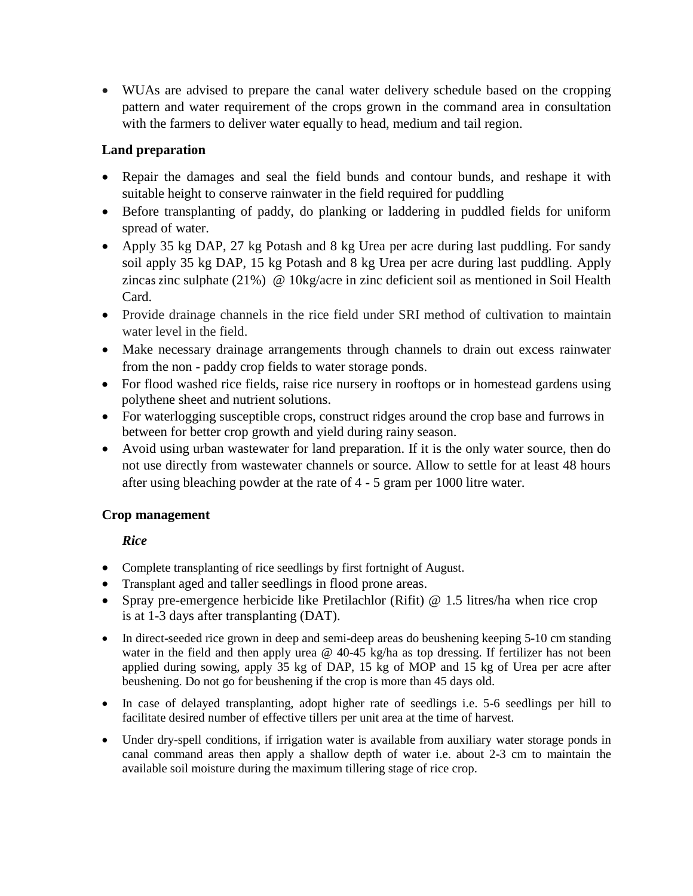- WUAs are advised to prepare the canal water delivery schedule based on the cropping pattern and water requirement of the crops grown in the command area in consultation with the farmers to deliver water equally to head, medium and tail region.

### Land preparation

- Repair the damages and seal the field bunds and contour bunds, and reshape it with suitable height to conserve rainwater in the field required for puddling
- Before transplanting of paddy, do planking or laddering in puddled fields for uniform spread of water.
- Apply 35 kg DAP, 27 kg Potash and 8 kg Urea per acre during last puddling. For sandy soil apply 35 kg DAP, 15 kg Potash and 8 kg Urea per acre during last puddling. Apply zincas zinc sulphate (21%) @ 10kg/acre in zinc deficient soil as mentioned in Soil Health Card.
- Provide drainage channels in the rice field under SRI method of cultivation to maintain water level in the field.
- Make necessary drainage arrangements through channels to drain out excess rainwater from the non - paddy crop fields to water storage ponds.
- For flood washed rice fields, raise rice nursery in rooftops or in homestead gardens using polythene sheet and nutrient solutions.
- For waterlogging susceptible crops, construct ridges around the crop base and furrows in between for better crop growth and yield during rainy season.
- Avoid using urban wastewater for land preparation. If it is the only water source, then do not use directly from wastewater channels or source. Allow to settle for at least 48 hours after using bleaching powder at the rate of 4 - 5 gram per 1000 litre water.

### Crop management

#### *Rice*

- Complete transplanting of rice seedlings by first fortnight of August.
- Transplant aged and taller seedlings in flood prone areas.
- Spray pre-emergence herbicide like Pretilachlor (Rifit) @ 1.5 litres/ha when rice crop is at 1-3 days after transplanting (DAT).
- In direct-seeded rice grown in deep and semi-deep areas do beushening keeping 5-10 cm standing water in the field and then apply urea @ 40-45 kg/ha as top dressing. If fertilizer has not been applied during sowing, apply 35 kg of DAP, 15 kg of MOP and 15 kg of Urea per acre after beushening. Do not go for beushening if the crop is more than 45 days old.
- In case of delayed transplanting, adopt higher rate of seedlings i.e. 5-6 seedlings per hill to facilitate desired number of effective tillers per unit area at the time of harvest.
- Under dry-spell conditions, if irrigation water is available from auxiliary water storage ponds in canal command areas then apply a shallow depth of water i.e. about 2-3 cm to maintain the available soil moisture during the maximum tillering stage of rice crop.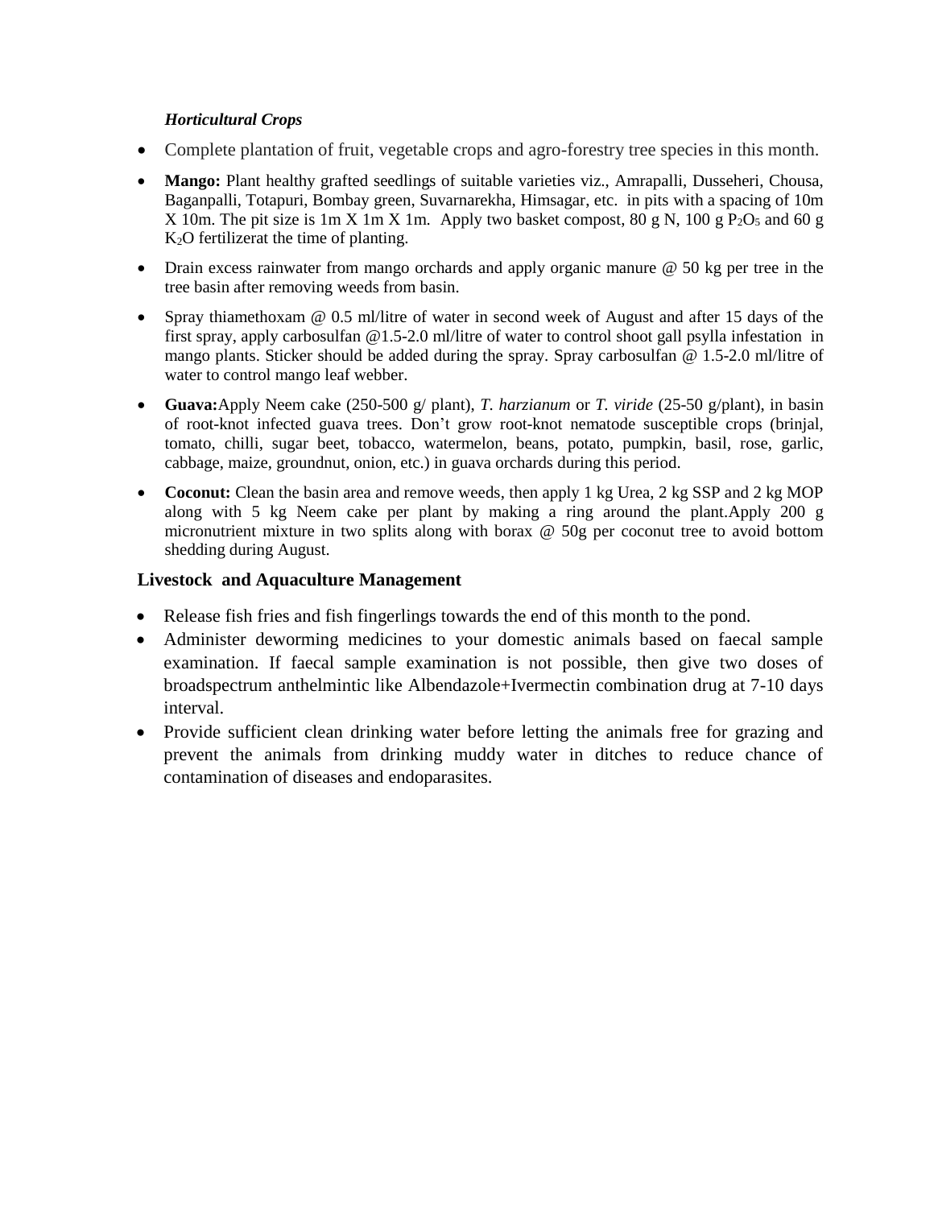*Horticultural Crops*

- Complete plantation of fruit, vegetable crops and agro-forestry tree species in this month.
- **Mango:** Plant healthy grafted seedlings of suitable varieties viz., Amrapalli, Dusseheri, Chousa, Baganpalli, Totapuri, Bombay green, Suvarnarekha, Himsagar, etc. in pits with a spacing of 10m X 10m. The pit size is 1m X 1m X 1m. Apply two basket compost, 80 g N, 100 g $P_2O_5$ and 60 g $K_2O$ fertilizerat the time of planting.
- Drain excess rainwater from mango orchards and apply organic manure @ 50 kg per tree in the tree basin after removing weeds from basin.
- Spray thiamethoxam @ 0.5 ml/litre of water in second week of August and after 15 days of the first spray, apply carbosulfan @1.5-2.0 ml/litre of water to control shoot gall psylla infestation in mango plants. Sticker should be added during the spray. Spray carbosulfan @ 1.5-2.0 ml/litre of water to control mango leaf webber.
- **Guava:**Apply Neem cake (250-500 g/ plant), *T. harzianum* or *T. viride* (25-50 g/plant), in basin of root-knot infected guava trees. Don't grow root-knot nematode susceptible crops (brinjal, tomato, chilli, sugar beet, tobacco, watermelon, beans, potato, pumpkin, basil, rose, garlic, cabbage, maize, groundnut, onion, etc.) in guava orchards during this period.
- **Coconut:** Clean the basin area and remove weeds, then apply 1 kg Urea, 2 kg SSP and 2 kg MOP along with 5 kg Neem cake per plant by making a ring around the plant.Apply 200 g micronutrient mixture in two splits along with borax @ 50g per coconut tree to avoid bottom shedding during August.

### Livestock and Aquaculture Management

- Release fish fries and fish fingerlings towards the end of this month to the pond.
- Administer deworming medicines to your domestic animals based on faecal sample examination. If faecal sample examination is not possible, then give two doses of broadspectrum anthelmintic like Albendazole+Ivermectin combination drug at 7-10 days interval.
- Provide sufficient clean drinking water before letting the animals free for grazing and prevent the animals from drinking muddy water in ditches to reduce chance of contamination of diseases and endoparasites.